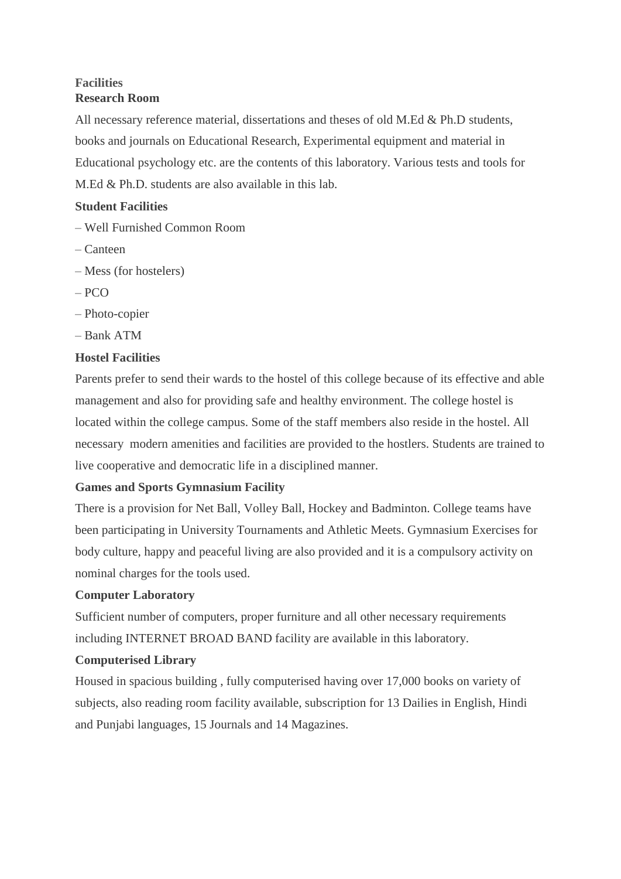# Facilities

## Research Room

All necessary reference material, dissertations and theses of old M.Ed & Ph.D students, books and journals on Educational Research, Experimental equipment and material in Educational psychology etc. are the contents of this laboratory. Various tests and tools for M.Ed & Ph.D. students are also available in this lab.

## Student Facilities

– Well Furnished Common Room

– Canteen

– Mess (for hostelers)

– PCO

– Photo-copier

– Bank ATM

## Hostel Facilities

Parents prefer to send their wards to the hostel of this college because of its effective and able management and also for providing safe and healthy environment. The college hostel is located within the college campus. Some of the staff members also reside in the hostel. All necessary modern amenities and facilities are provided to the hostlers. Students are trained to live cooperative and democratic life in a disciplined manner.

## Games and Sports Gymnasium Facility

There is a provision for Net Ball, Volley Ball, Hockey and Badminton. College teams have been participating in University Tournaments and Athletic Meets. Gymnasium Exercises for body culture, happy and peaceful living are also provided and it is a compulsory activity on nominal charges for the tools used.

## Computer Laboratory

Sufficient number of computers, proper furniture and all other necessary requirements including INTERNET BROAD BAND facility are available in this laboratory.

## Computerised Library

Housed in spacious building , fully computerised having over 17,000 books on variety of subjects, also reading room facility available, subscription for 13 Dailies in English, Hindi and Punjabi languages, 15 Journals and 14 Magazines.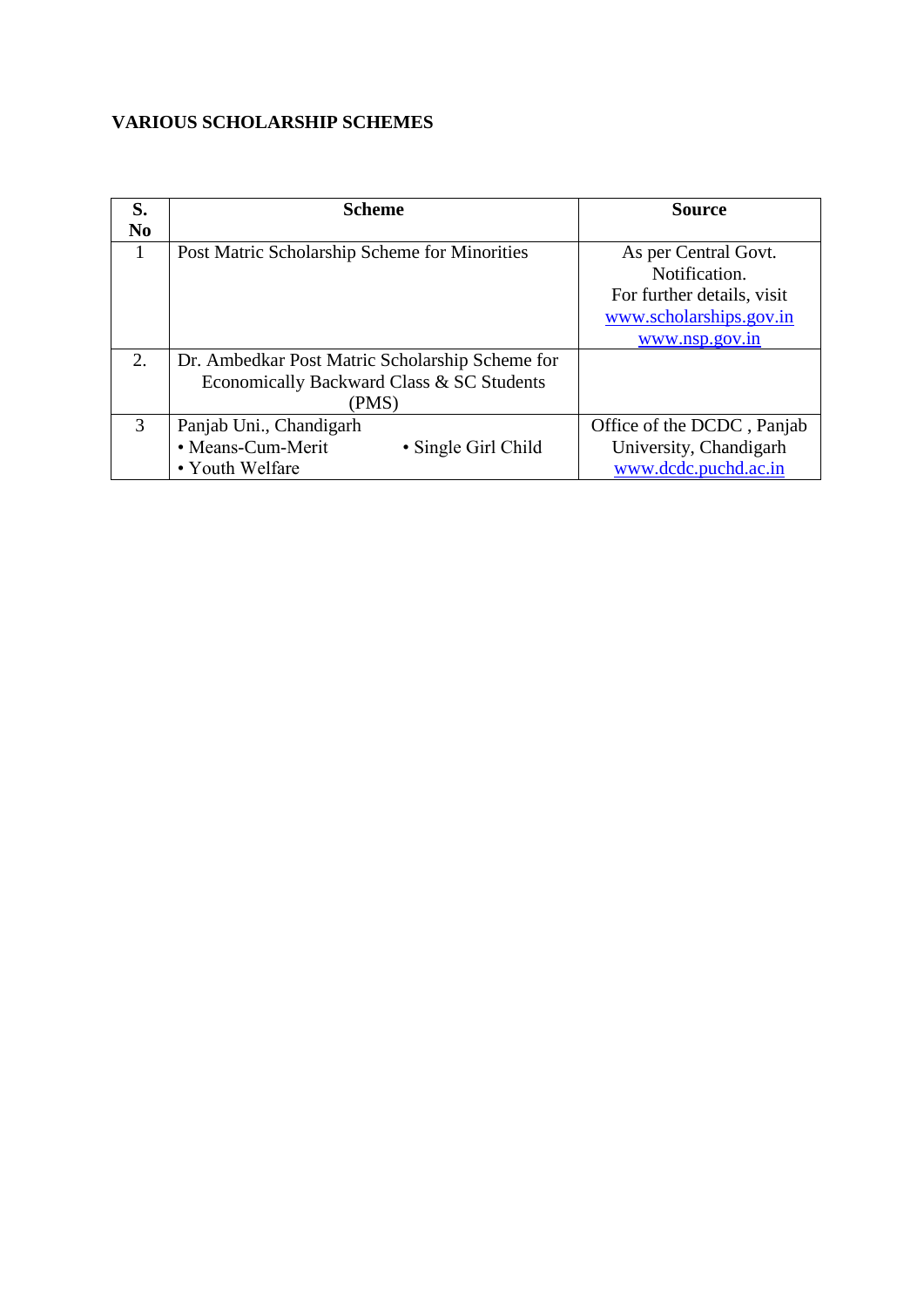**VARIOUS SCHOLARSHIP SCHEMES**

| S. No | Scheme | Source |
|---|---|---|
| 1 | Post Matric Scholarship Scheme for Minorities | As per Central Govt. Notification. For further details, visit www.scholarships.gov.in www.nsp.gov.in |
| 2. | Dr. Ambedkar Post Matric Scholarship Scheme for Economically Backward Class & SC Students (PMS) | |
| 3 | Panjab Uni., Chandigarh<br>• Means-Cum-Merit • Single Girl Child<br>• Youth Welfare | Office of the DCDC , Panjab University, Chandigarh www.dcdc.puchd.ac.in |